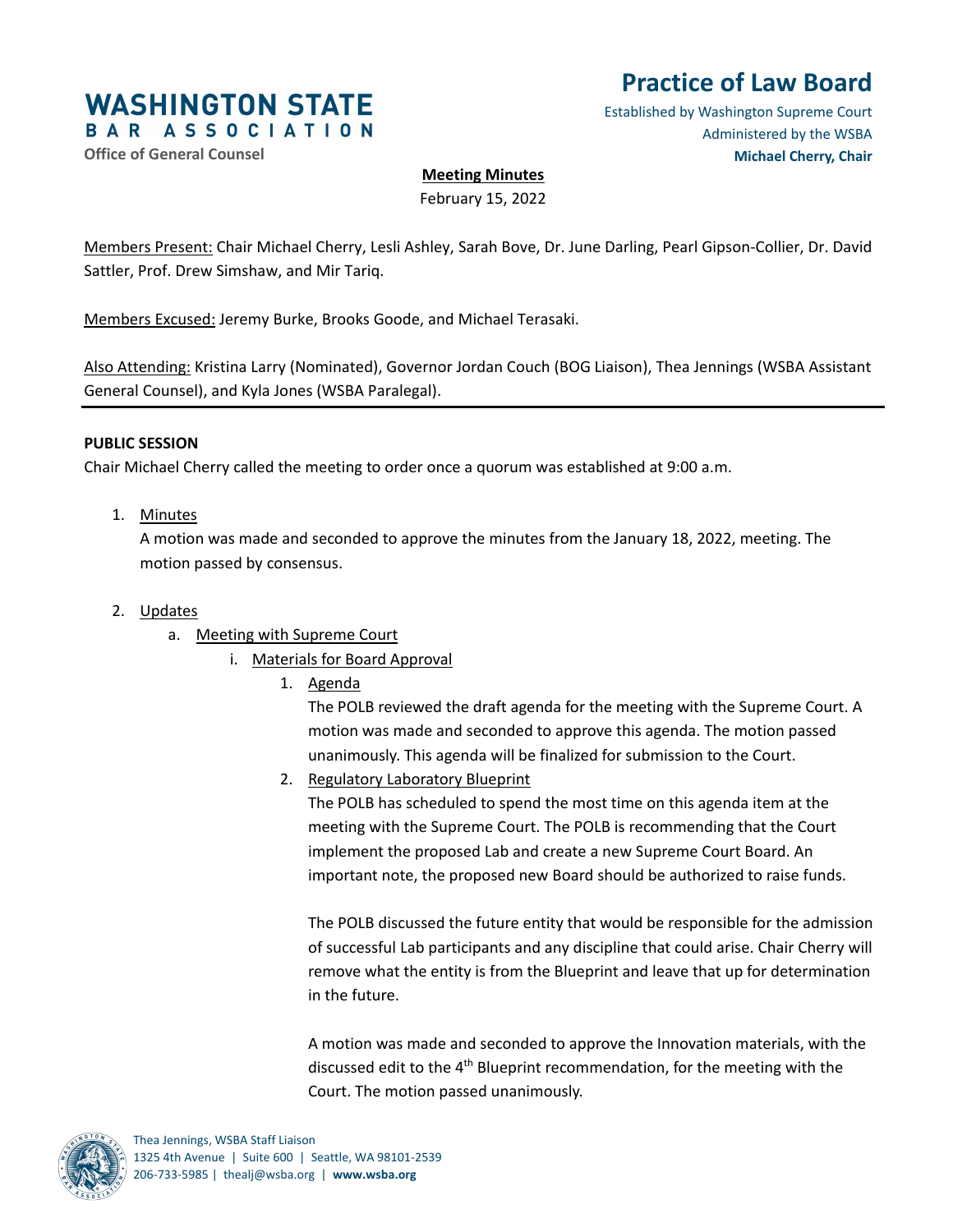**WASHINGTON STATE BAR ASSOCIATION**
Office of General Counsel

# Practice of Law Board

Established by Washington Supreme Court
Administered by the WSBA
**Michael Cherry, Chair**

**Meeting Minutes**
February 15, 2022

Members Present: Chair Michael Cherry, Lesli Ashley, Sarah Bove, Dr. June Darling, Pearl Gipson-Collier, Dr. David Sattler, Prof. Drew Simshaw, and Mir Tariq.

Members Excused: Jeremy Burke, Brooks Goode, and Michael Terasaki.

Also Attending: Kristina Larry (Nominated), Governor Jordan Couch (BOG Liaison), Thea Jennings (WSBA Assistant General Counsel), and Kyla Jones (WSBA Paralegal).

---

**PUBLIC SESSION**

Chair Michael Cherry called the meeting to order once a quorum was established at 9:00 a.m.

1. Minutes
   A motion was made and seconded to approve the minutes from the January 18, 2022, meeting. The motion passed by consensus.

2. Updates
   a. Meeting with Supreme Court
      i. Materials for Board Approval
         1. Agenda
            The POLB reviewed the draft agenda for the meeting with the Supreme Court. A motion was made and seconded to approve this agenda. The motion passed unanimously. This agenda will be finalized for submission to the Court.
         2. Regulatory Laboratory Blueprint
            The POLB has scheduled to spend the most time on this agenda item at the meeting with the Supreme Court. The POLB is recommending that the Court implement the proposed Lab and create a new Supreme Court Board. An important note, the proposed new Board should be authorized to raise funds.

            The POLB discussed the future entity that would be responsible for the admission of successful Lab participants and any discipline that could arise. Chair Cherry will remove what the entity is from the Blueprint and leave that up for determination in the future.

            A motion was made and seconded to approve the Innovation materials, with the discussed edit to the 4th Blueprint recommendation, for the meeting with the Court. The motion passed unanimously.

Thea Jennings, WSBA Staff Liaison
1325 4th Avenue | Suite 600 | Seattle, WA 98101-2539
206-733-5985 | thealj@wsba.org | **www.wsba.org**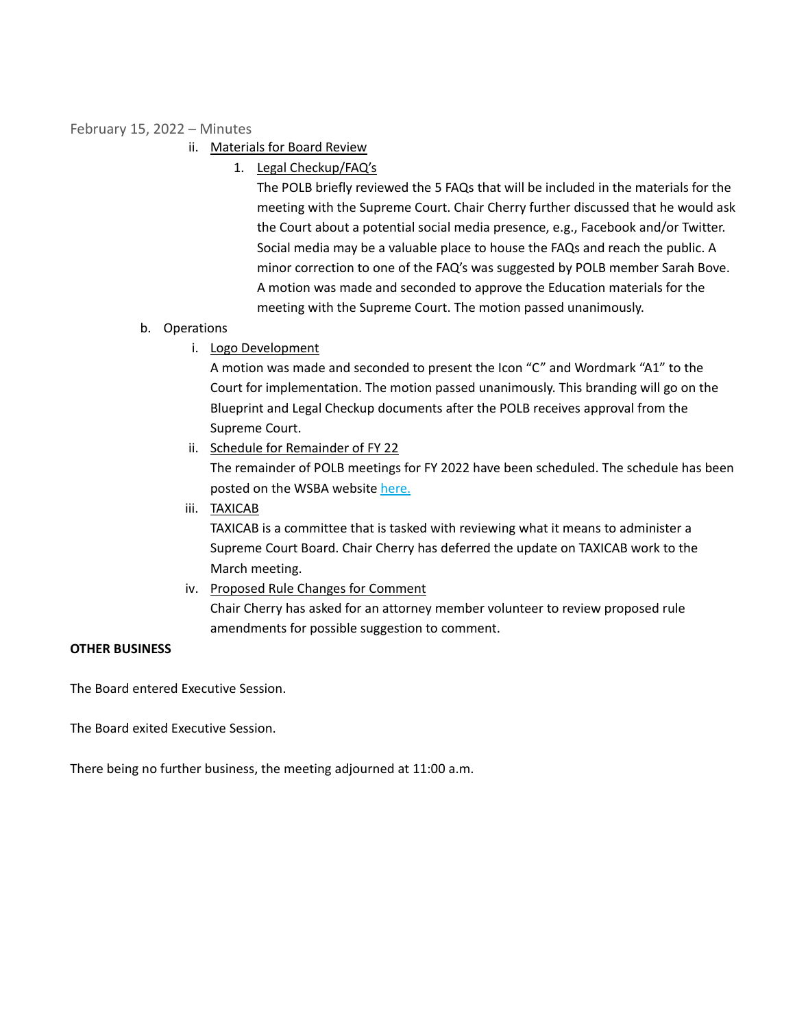ii. Materials for Board Review

1. Legal Checkup/FAQ's

   The POLB briefly reviewed the 5 FAQs that will be included in the materials for the meeting with the Supreme Court. Chair Cherry further discussed that he would ask the Court about a potential social media presence, e.g., Facebook and/or Twitter. Social media may be a valuable place to house the FAQs and reach the public. A minor correction to one of the FAQ's was suggested by POLB member Sarah Bove. A motion was made and seconded to approve the Education materials for the meeting with the Supreme Court. The motion passed unanimously.

b. Operations

i. Logo Development

A motion was made and seconded to present the Icon "C" and Wordmark "A1" to the Court for implementation. The motion passed unanimously. This branding will go on the Blueprint and Legal Checkup documents after the POLB receives approval from the Supreme Court.

ii. Schedule for Remainder of FY 22

The remainder of POLB meetings for FY 2022 have been scheduled. The schedule has been posted on the WSBA website here.

iii. TAXICAB

TAXICAB is a committee that is tasked with reviewing what it means to administer a Supreme Court Board. Chair Cherry has deferred the update on TAXICAB work to the March meeting.

iv. Proposed Rule Changes for Comment

Chair Cherry has asked for an attorney member volunteer to review proposed rule amendments for possible suggestion to comment.

**OTHER BUSINESS**

The Board entered Executive Session.

The Board exited Executive Session.

There being no further business, the meeting adjourned at 11:00 a.m.